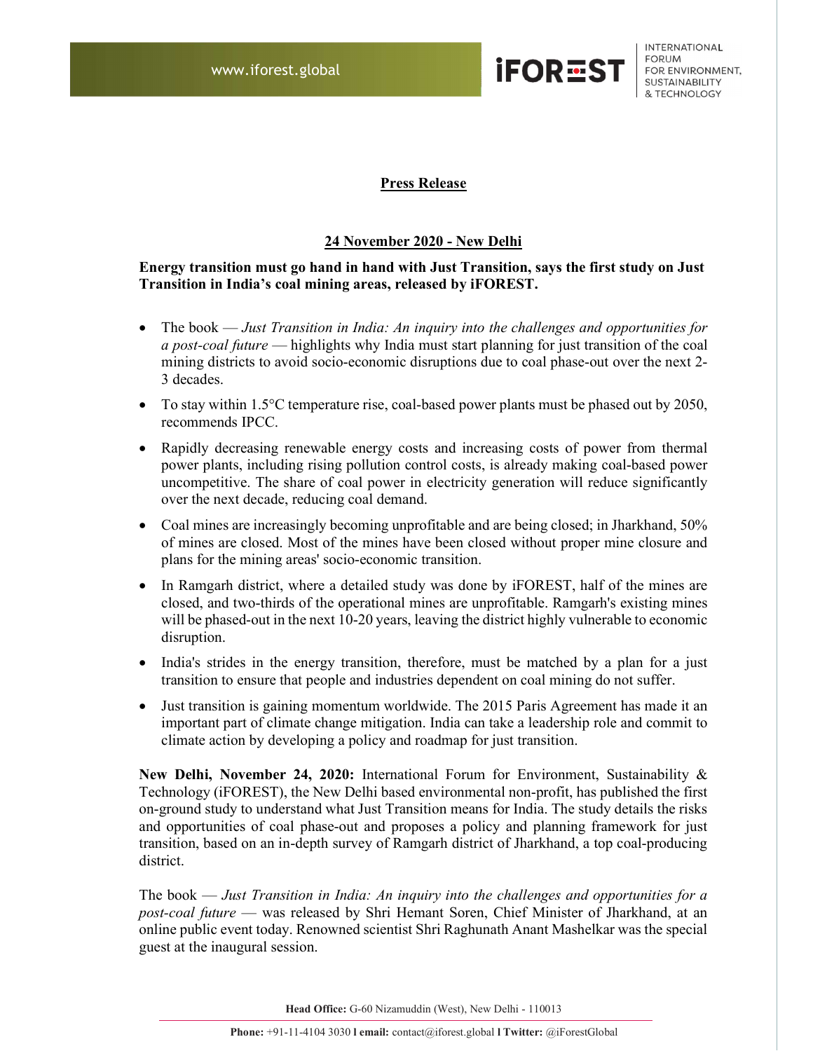**Press Release**

**24 November 2020 - New Delhi**

**Energy transition must go hand in hand with Just Transition, says the first study on Just Transition in India's coal mining areas, released by iFOREST.**

- The book — *Just Transition in India: An inquiry into the challenges and opportunities for a post-coal future* — highlights why India must start planning for just transition of the coal mining districts to avoid socio-economic disruptions due to coal phase-out over the next 2-3 decades.
- To stay within 1.5°C temperature rise, coal-based power plants must be phased out by 2050, recommends IPCC.
- Rapidly decreasing renewable energy costs and increasing costs of power from thermal power plants, including rising pollution control costs, is already making coal-based power uncompetitive. The share of coal power in electricity generation will reduce significantly over the next decade, reducing coal demand.
- Coal mines are increasingly becoming unprofitable and are being closed; in Jharkhand, 50% of mines are closed. Most of the mines have been closed without proper mine closure and plans for the mining areas' socio-economic transition.
- In Ramgarh district, where a detailed study was done by iFOREST, half of the mines are closed, and two-thirds of the operational mines are unprofitable. Ramgarh's existing mines will be phased-out in the next 10-20 years, leaving the district highly vulnerable to economic disruption.
- India's strides in the energy transition, therefore, must be matched by a plan for a just transition to ensure that people and industries dependent on coal mining do not suffer.
- Just transition is gaining momentum worldwide. The 2015 Paris Agreement has made it an important part of climate change mitigation. India can take a leadership role and commit to climate action by developing a policy and roadmap for just transition.

**New Delhi, November 24, 2020:** International Forum for Environment, Sustainability & Technology (iFOREST), the New Delhi based environmental non-profit, has published the first on-ground study to understand what Just Transition means for India. The study details the risks and opportunities of coal phase-out and proposes a policy and planning framework for just transition, based on an in-depth survey of Ramgarh district of Jharkhand, a top coal-producing district.

The book — *Just Transition in India: An inquiry into the challenges and opportunities for a post-coal future* — was released by Shri Hemant Soren, Chief Minister of Jharkhand, at an online public event today. Renowned scientist Shri Raghunath Anant Mashelkar was the special guest at the inaugural session.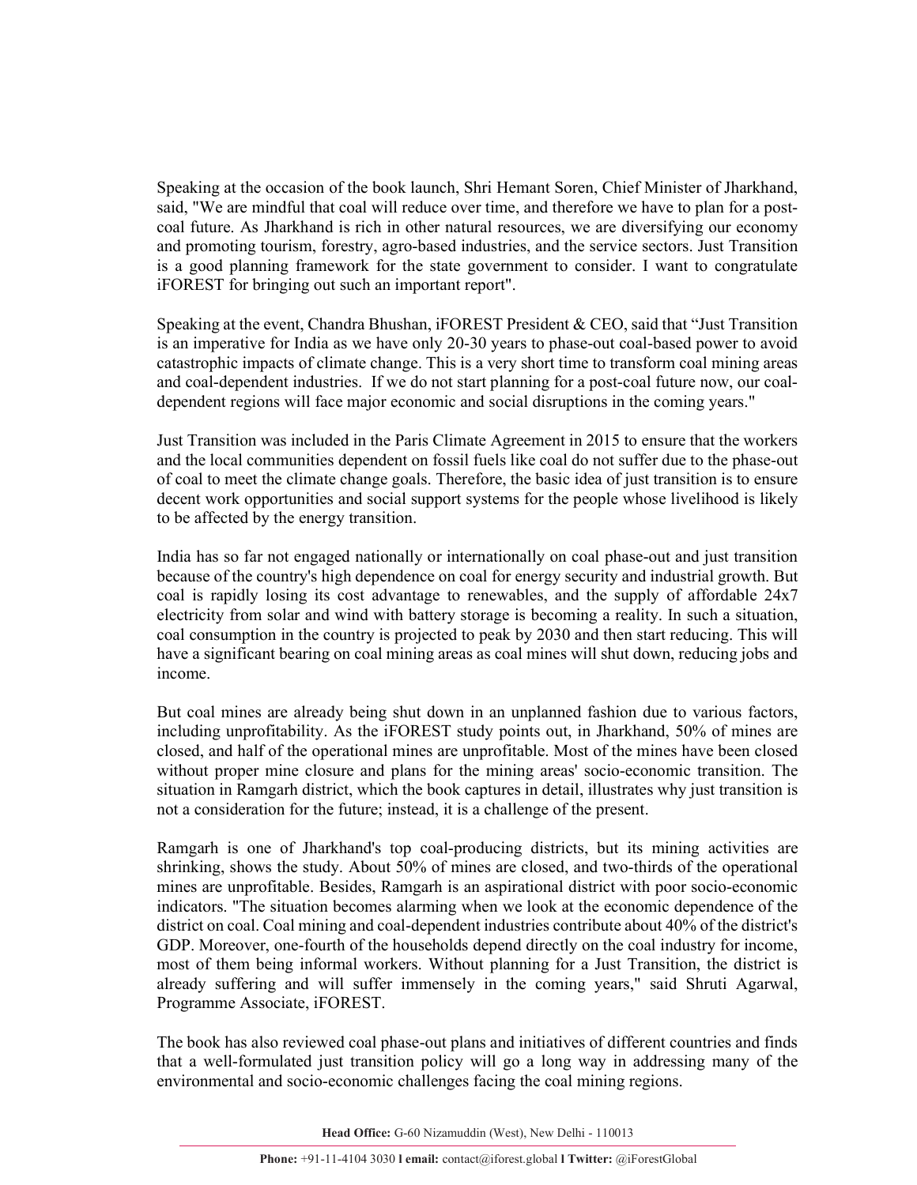Speaking at the occasion of the book launch, Shri Hemant Soren, Chief Minister of Jharkhand, said, "We are mindful that coal will reduce over time, and therefore we have to plan for a post-coal future. As Jharkhand is rich in other natural resources, we are diversifying our economy and promoting tourism, forestry, agro-based industries, and the service sectors. Just Transition is a good planning framework for the state government to consider. I want to congratulate iFOREST for bringing out such an important report".

Speaking at the event, Chandra Bhushan, iFOREST President & CEO, said that "Just Transition is an imperative for India as we have only 20-30 years to phase-out coal-based power to avoid catastrophic impacts of climate change. This is a very short time to transform coal mining areas and coal-dependent industries. If we do not start planning for a post-coal future now, our coal-dependent regions will face major economic and social disruptions in the coming years."

Just Transition was included in the Paris Climate Agreement in 2015 to ensure that the workers and the local communities dependent on fossil fuels like coal do not suffer due to the phase-out of coal to meet the climate change goals. Therefore, the basic idea of just transition is to ensure decent work opportunities and social support systems for the people whose livelihood is likely to be affected by the energy transition.

India has so far not engaged nationally or internationally on coal phase-out and just transition because of the country's high dependence on coal for energy security and industrial growth. But coal is rapidly losing its cost advantage to renewables, and the supply of affordable 24x7 electricity from solar and wind with battery storage is becoming a reality. In such a situation, coal consumption in the country is projected to peak by 2030 and then start reducing. This will have a significant bearing on coal mining areas as coal mines will shut down, reducing jobs and income.

But coal mines are already being shut down in an unplanned fashion due to various factors, including unprofitability. As the iFOREST study points out, in Jharkhand, 50% of mines are closed, and half of the operational mines are unprofitable. Most of the mines have been closed without proper mine closure and plans for the mining areas' socio-economic transition. The situation in Ramgarh district, which the book captures in detail, illustrates why just transition is not a consideration for the future; instead, it is a challenge of the present.

Ramgarh is one of Jharkhand's top coal-producing districts, but its mining activities are shrinking, shows the study. About 50% of mines are closed, and two-thirds of the operational mines are unprofitable. Besides, Ramgarh is an aspirational district with poor socio-economic indicators. "The situation becomes alarming when we look at the economic dependence of the district on coal. Coal mining and coal-dependent industries contribute about 40% of the district's GDP. Moreover, one-fourth of the households depend directly on the coal industry for income, most of them being informal workers. Without planning for a Just Transition, the district is already suffering and will suffer immensely in the coming years," said Shruti Agarwal, Programme Associate, iFOREST.

The book has also reviewed coal phase-out plans and initiatives of different countries and finds that a well-formulated just transition policy will go a long way in addressing many of the environmental and socio-economic challenges facing the coal mining regions.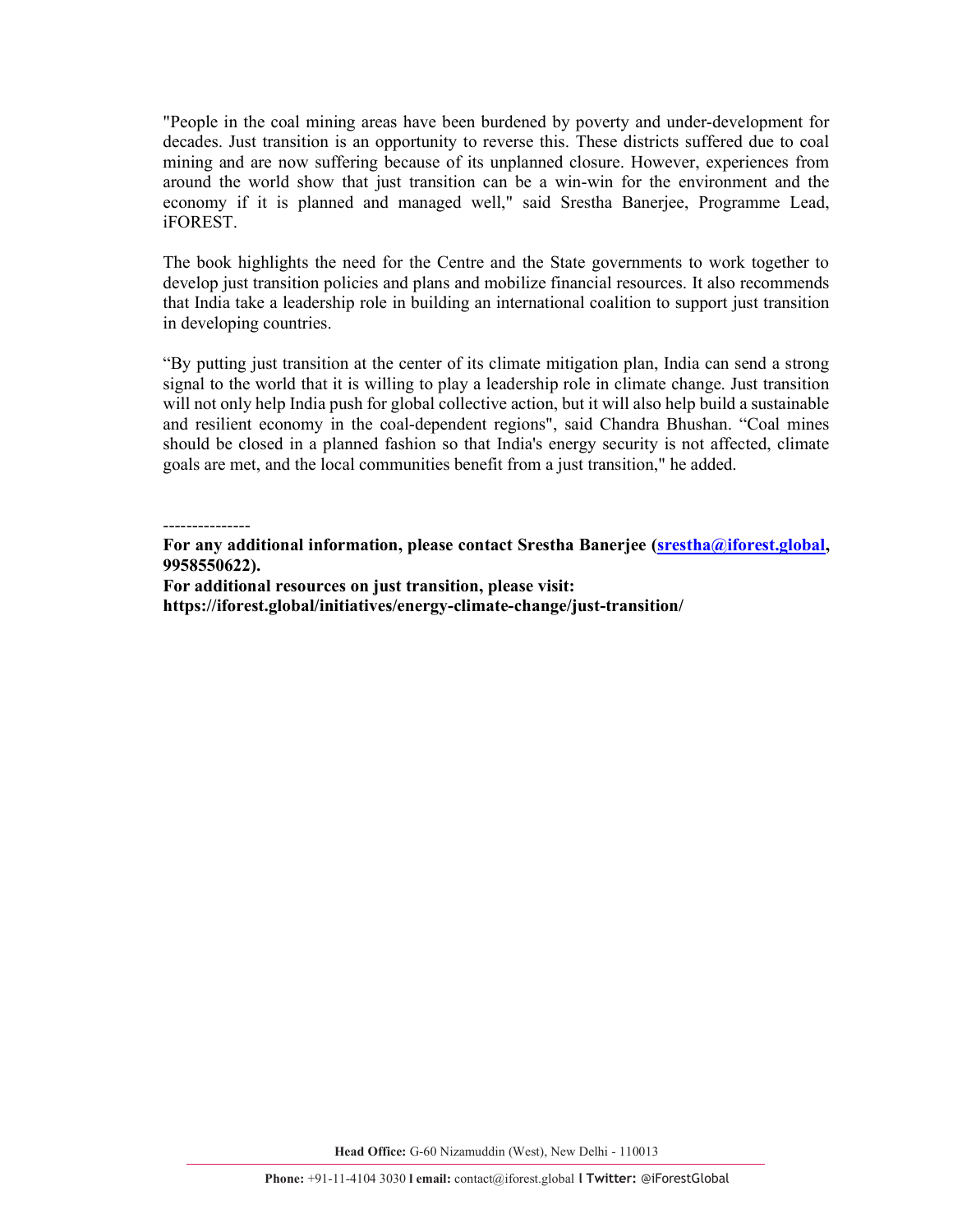"People in the coal mining areas have been burdened by poverty and under-development for decades. Just transition is an opportunity to reverse this. These districts suffered due to coal mining and are now suffering because of its unplanned closure. However, experiences from around the world show that just transition can be a win-win for the environment and the economy if it is planned and managed well," said Srestha Banerjee, Programme Lead, iFOREST.

The book highlights the need for the Centre and the State governments to work together to develop just transition policies and plans and mobilize financial resources. It also recommends that India take a leadership role in building an international coalition to support just transition in developing countries.

"By putting just transition at the center of its climate mitigation plan, India can send a strong signal to the world that it is willing to play a leadership role in climate change. Just transition will not only help India push for global collective action, but it will also help build a sustainable and resilient economy in the coal-dependent regions", said Chandra Bhushan. "Coal mines should be closed in a planned fashion so that India's energy security is not affected, climate goals are met, and the local communities benefit from a just transition," he added.

---------------

**For any additional information, please contact Srestha Banerjee (srestha@iforest.global, 9958550622).**

**For additional resources on just transition, please visit:**
**https://iforest.global/initiatives/energy-climate-change/just-transition/**

**Head Office:** G-60 Nizamuddin (West), New Delhi - 110013

**Phone:** +91-11-4104 3030 **l email:** contact@iforest.global **l Twitter:** @iForestGlobal